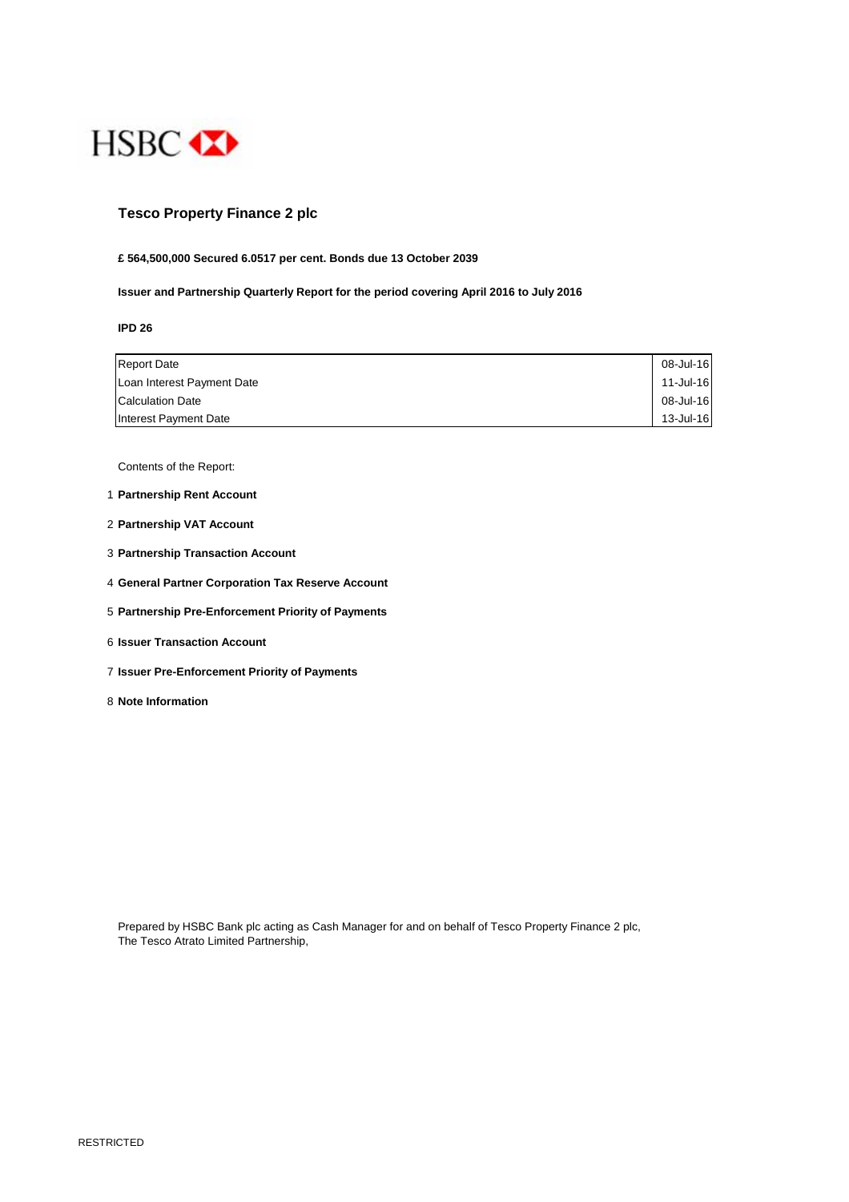HSBC

# Tesco Property Finance 2 plc

**£ 564,500,000 Secured 6.0517 per cent. Bonds due 13 October 2039**

**Issuer and Partnership Quarterly Report for the period covering April 2016 to July 2016**

**IPD 26**

| | |
|---|---|
| Report Date | 08-Jul-16 |
| Loan Interest Payment Date | 11-Jul-16 |
| Calculation Date | 08-Jul-16 |
| Interest Payment Date | 13-Jul-16 |

Contents of the Report:

1. **Partnership Rent Account**
2. **Partnership VAT Account**
3. **Partnership Transaction Account**
4. **General Partner Corporation Tax Reserve Account**
5. **Partnership Pre-Enforcement Priority of Payments**
6. **Issuer Transaction Account**
7. **Issuer Pre-Enforcement Priority of Payments**
8. **Note Information**

Prepared by HSBC Bank plc acting as Cash Manager for and on behalf of Tesco Property Finance 2 plc, The Tesco Atrato Limited Partnership,

RESTRICTED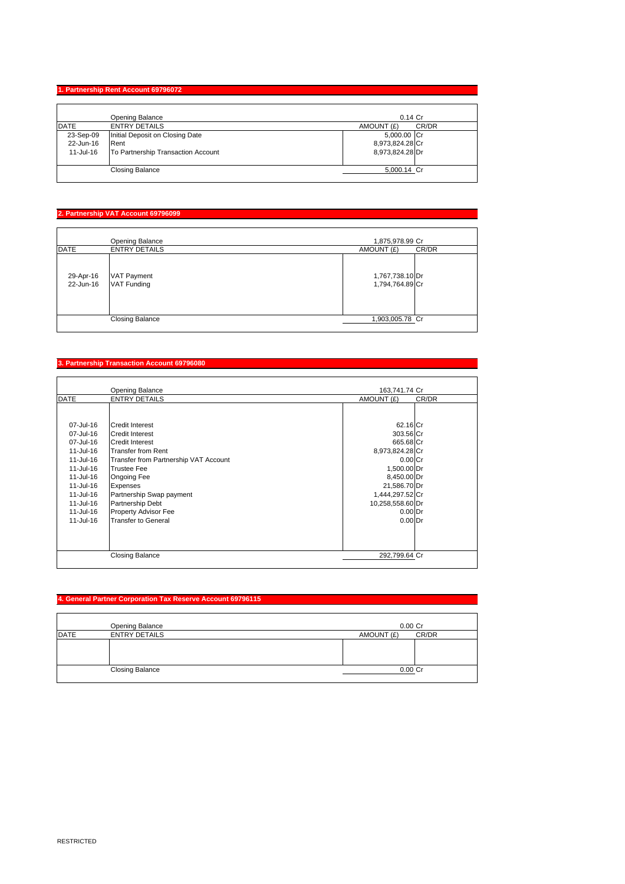## 1. Partnership Rent Account 69796072

| DATE | ENTRY DETAILS | AMOUNT (£) | CR/DR |
|---|---|---|---|
| | Opening Balance | 0.14 | Cr |
| 23-Sep-09 | Initial Deposit on Closing Date | 5,000.00 | Cr |
| 22-Jun-16 | Rent | 8,973,824.28 | Cr |
| 11-Jul-16 | To Partnership Transaction Account | 8,973,824.28 | Dr |
| | Closing Balance | 5,000.14 | Cr |

## 2. Partnership VAT Account 69796099

| DATE | ENTRY DETAILS | AMOUNT (£) | CR/DR |
|---|---|---|---|
| | Opening Balance | 1,875,978.99 | Cr |
| 29-Apr-16 | VAT Payment | 1,767,738.10 | Dr |
| 22-Jun-16 | VAT Funding | 1,794,764.89 | Cr |
| | Closing Balance | 1,903,005.78 | Cr |

## 3. Partnership Transaction Account 69796080

| DATE | ENTRY DETAILS | AMOUNT (£) | CR/DR |
|---|---|---|---|
| | Opening Balance | 163,741.74 | Cr |
| 07-Jul-16 | Credit Interest | 62.16 | Cr |
| 07-Jul-16 | Credit Interest | 303.56 | Cr |
| 07-Jul-16 | Credit Interest | 665.68 | Cr |
| 11-Jul-16 | Transfer from Rent | 8,973,824.28 | Cr |
| 11-Jul-16 | Transfer from Partnership VAT Account | 0.00 | Cr |
| 11-Jul-16 | Trustee Fee | 1,500.00 | Dr |
| 11-Jul-16 | Ongoing Fee | 8,450.00 | Dr |
| 11-Jul-16 | Expenses | 21,586.70 | Dr |
| 11-Jul-16 | Partnership Swap payment | 1,444,297.52 | Cr |
| 11-Jul-16 | Partnership Debt | 10,258,558.60 | Dr |
| 11-Jul-16 | Property Advisor Fee | 0.00 | Dr |
| 11-Jul-16 | Transfer to General | 0.00 | Dr |
| | Closing Balance | 292,799.64 | Cr |

## 4. General Partner Corporation Tax Reserve Account 69796115

| DATE | ENTRY DETAILS | AMOUNT (£) | CR/DR |
|---|---|---|---|
| | Opening Balance | 0.00 | Cr |
| | Closing Balance | 0.00 | Cr |

RESTRICTED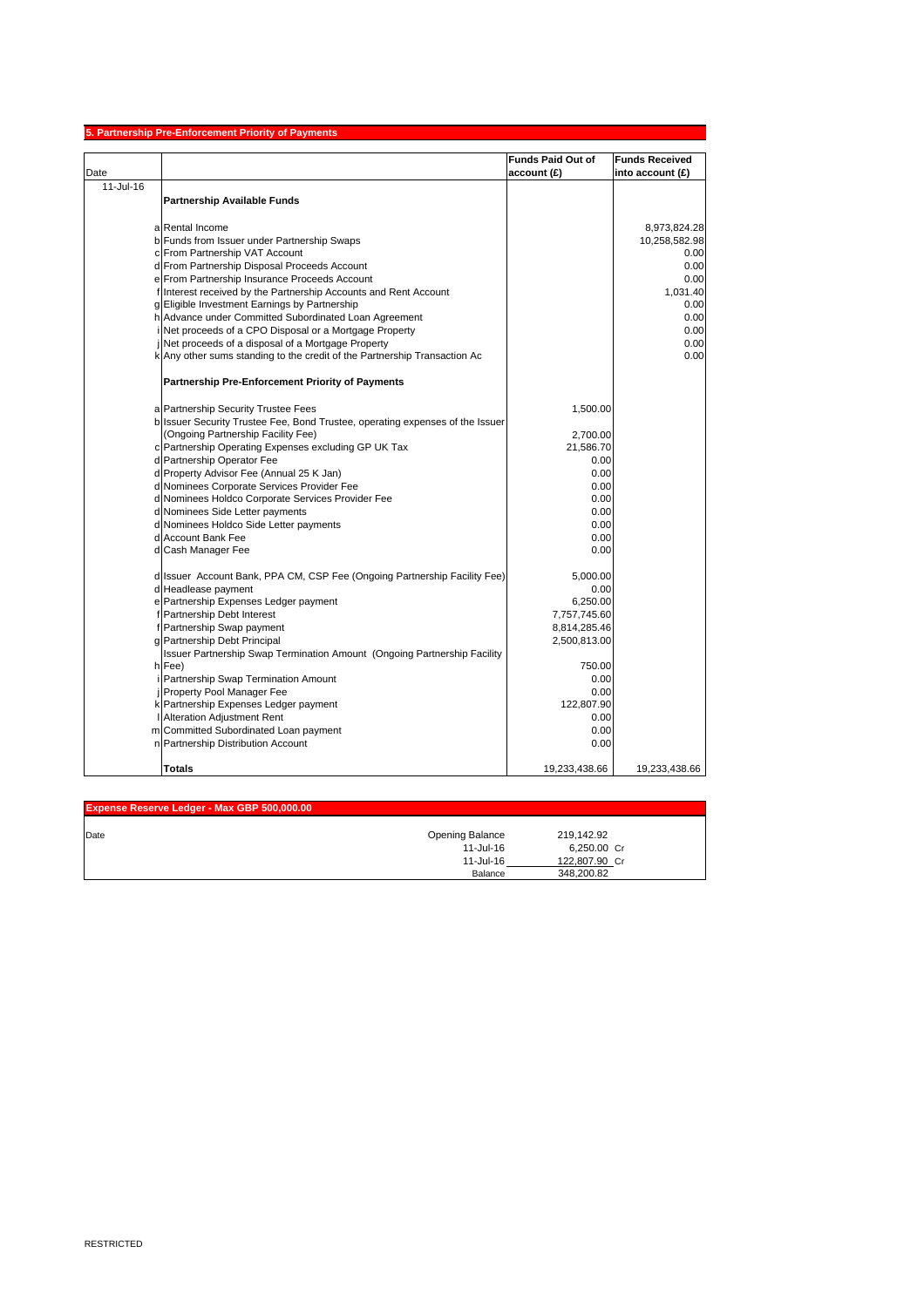## 5. Partnership Pre-Enforcement Priority of Payments

| Date | | | Funds Paid Out of account (£) | Funds Received into account (£) |
|---|---|---|---|---|
| 11-Jul-16 | | **Partnership Available Funds** | | |
| | a | Rental Income | | 8,973,824.28 |
| | b | Funds from Issuer under Partnership Swaps | | 10,258,582.98 |
| | c | From Partnership VAT Account | | 0.00 |
| | d | From Partnership Disposal Proceeds Account | | 0.00 |
| | e | From Partnership Insurance Proceeds Account | | 0.00 |
| | f | Interest received by the Partnership Accounts and Rent Account | | 1,031.40 |
| | g | Eligible Investment Earnings by Partnership | | 0.00 |
| | h | Advance under Committed Subordinated Loan Agreement | | 0.00 |
| | i | Net proceeds of a CPO Disposal or a Mortgage Property | | 0.00 |
| | j | Net proceeds of a disposal of a Mortgage Property | | 0.00 |
| | k | Any other sums standing to the credit of the Partnership Transaction Ac | | 0.00 |
| | | **Partnership Pre-Enforcement Priority of Payments** | | |
| | a | Partnership Security Trustee Fees | 1,500.00 | |
| | b | Issuer Security Trustee Fee, Bond Trustee, operating expenses of the Issuer (Ongoing Partnership Facility Fee) | 2,700.00 | |
| | c | Partnership Operating Expenses excluding GP UK Tax | 21,586.70 | |
| | d | Partnership Operator Fee | 0.00 | |
| | d | Property Advisor Fee (Annual 25 K Jan) | 0.00 | |
| | d | Nominees Corporate Services Provider Fee | 0.00 | |
| | d | Nominees Holdco Corporate Services Provider Fee | 0.00 | |
| | d | Nominees Side Letter payments | 0.00 | |
| | d | Nominees Holdco Side Letter payments | 0.00 | |
| | d | Account Bank Fee | 0.00 | |
| | d | Cash Manager Fee | 0.00 | |
| | d | Issuer Account Bank, PPA CM, CSP Fee (Ongoing Partnership Facility Fee) | 5,000.00 | |
| | d | Headlease payment | 0.00 | |
| | e | Partnership Expenses Ledger payment | 6,250.00 | |
| | f | Partnership Debt Interest | 7,757,745.60 | |
| | f | Partnership Swap payment | 8,814,285.46 | |
| | g | Partnership Debt Principal | 2,500,813.00 | |
| | h | Issuer Partnership Swap Termination Amount (Ongoing Partnership Facility Fee) | 750.00 | |
| | i | Partnership Swap Termination Amount | 0.00 | |
| | j | Property Pool Manager Fee | 0.00 | |
| | k | Partnership Expenses Ledger payment | 122,807.90 | |
| | l | Alteration Adjustment Rent | 0.00 | |
| | m | Committed Subordinated Loan payment | 0.00 | |
| | n | Partnership Distribution Account | 0.00 | |
| | | **Totals** | 19,233,438.66 | 19,233,438.66 |

## Expense Reserve Ledger - Max GBP 500,000.00

| Date | | | |
|---|---|---|---|
| | Opening Balance | 219,142.92 | |
| | 11-Jul-16 | 6,250.00 | Cr |
| | 11-Jul-16 | 122,807.90 | Cr |
| | Balance | 348,200.82 | |

RESTRICTED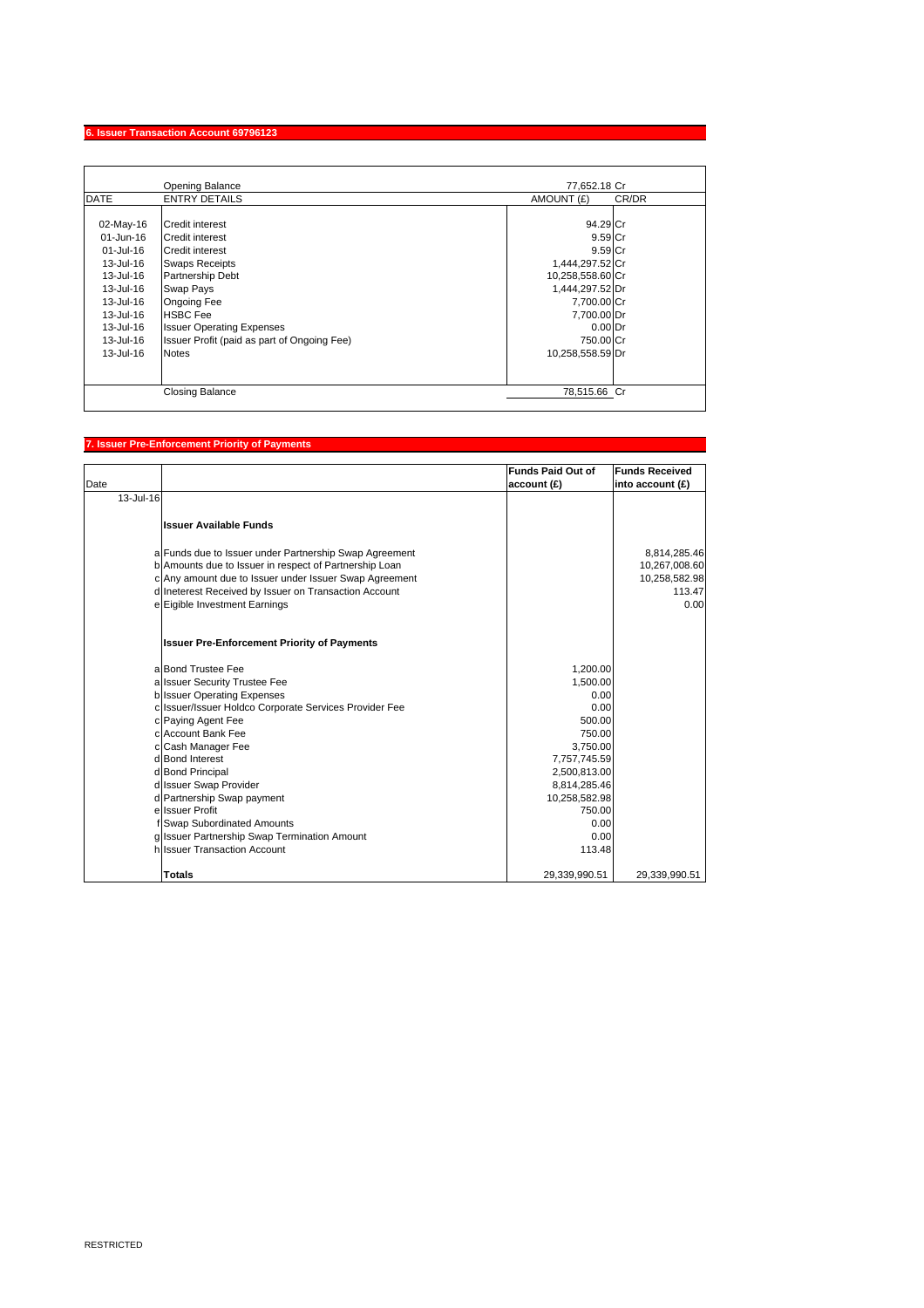## 6. Issuer Transaction Account 69796123

| DATE | ENTRY DETAILS | AMOUNT (£) | CR/DR |
|---|---|---|---|
| | Opening Balance | 77,652.18 | Cr |
| 02-May-16 | Credit interest | 94.29 | Cr |
| 01-Jun-16 | Credit interest | 9.59 | Cr |
| 01-Jul-16 | Credit interest | 9.59 | Cr |
| 13-Jul-16 | Swaps Receipts | 1,444,297.52 | Cr |
| 13-Jul-16 | Partnership Debt | 10,258,558.60 | Cr |
| 13-Jul-16 | Swap Pays | 1,444,297.52 | Dr |
| 13-Jul-16 | Ongoing Fee | 7,700.00 | Cr |
| 13-Jul-16 | HSBC Fee | 7,700.00 | Dr |
| 13-Jul-16 | Issuer Operating Expenses | 0.00 | Dr |
| 13-Jul-16 | Issuer Profit (paid as part of Ongoing Fee) | 750.00 | Cr |
| 13-Jul-16 | Notes | 10,258,558.59 | Dr |
| | Closing Balance | 78,515.66 | Cr |

## 7. Issuer Pre-Enforcement Priority of Payments

| Date | | Funds Paid Out of account (£) | Funds Received into account (£) |
|---|---|---|---|
| 13-Jul-16 | | | |
| | **Issuer Available Funds** | | |
| a | Funds due to Issuer under Partnership Swap Agreement | | 8,814,285.46 |
| b | Amounts due to Issuer in respect of Partnership Loan | | 10,267,008.60 |
| c | Any amount due to Issuer under Issuer Swap Agreement | | 10,258,582.98 |
| d | Ineterest Received by Issuer on Transaction Account | | 113.47 |
| e | Eigible Investment Earnings | | 0.00 |
| | **Issuer Pre-Enforcement Priority of Payments** | | |
| a | Bond Trustee Fee | 1,200.00 | |
| a | Issuer Security Trustee Fee | 1,500.00 | |
| b | Issuer Operating Expenses | 0.00 | |
| c | Issuer/Issuer Holdco Corporate Services Provider Fee | 0.00 | |
| c | Paying Agent Fee | 500.00 | |
| c | Account Bank Fee | 750.00 | |
| c | Cash Manager Fee | 3,750.00 | |
| d | Bond Interest | 7,757,745.59 | |
| d | Bond Principal | 2,500,813.00 | |
| d | Issuer Swap Provider | 8,814,285.46 | |
| d | Partnership Swap payment | 10,258,582.98 | |
| e | Issuer Profit | 750.00 | |
| f | Swap Subordinated Amounts | 0.00 | |
| g | Issuer Partnership Swap Termination Amount | 0.00 | |
| h | Issuer Transaction Account | 113.48 | |
| | **Totals** | 29,339,990.51 | 29,339,990.51 |

RESTRICTED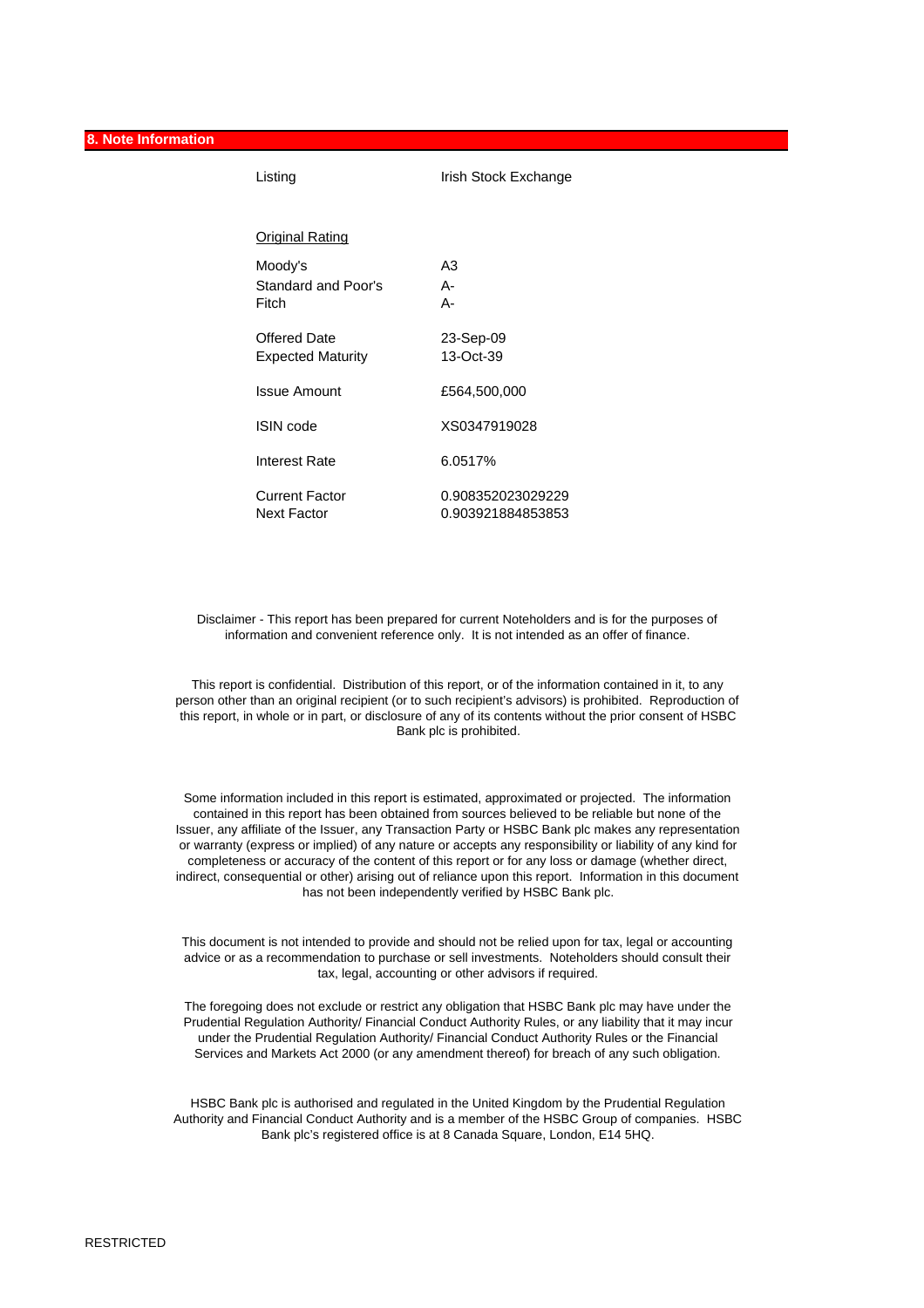## 8. Note Information

| | |
|---|---|
| Listing | Irish Stock Exchange |
| **Original Rating** | |
| Moody's | A3 |
| Standard and Poor's | A- |
| Fitch | A- |
| Offered Date | 23-Sep-09 |
| Expected Maturity | 13-Oct-39 |
| Issue Amount | £564,500,000 |
| ISIN code | XS0347919028 |
| Interest Rate | 6.0517% |
| Current Factor | 0.908352023029229 |
| Next Factor | 0.903921884853853 |

Disclaimer - This report has been prepared for current Noteholders and is for the purposes of information and convenient reference only. It is not intended as an offer of finance.

This report is confidential. Distribution of this report, or of the information contained in it, to any person other than an original recipient (or to such recipient's advisors) is prohibited. Reproduction of this report, in whole or in part, or disclosure of any of its contents without the prior consent of HSBC Bank plc is prohibited.

Some information included in this report is estimated, approximated or projected. The information contained in this report has been obtained from sources believed to be reliable but none of the Issuer, any affiliate of the Issuer, any Transaction Party or HSBC Bank plc makes any representation or warranty (express or implied) of any nature or accepts any responsibility or liability of any kind for completeness or accuracy of the content of this report or for any loss or damage (whether direct, indirect, consequential or other) arising out of reliance upon this report. Information in this document has not been independently verified by HSBC Bank plc.

This document is not intended to provide and should not be relied upon for tax, legal or accounting advice or as a recommendation to purchase or sell investments. Noteholders should consult their tax, legal, accounting or other advisors if required.

The foregoing does not exclude or restrict any obligation that HSBC Bank plc may have under the Prudential Regulation Authority/ Financial Conduct Authority Rules, or any liability that it may incur under the Prudential Regulation Authority/ Financial Conduct Authority Rules or the Financial Services and Markets Act 2000 (or any amendment thereof) for breach of any such obligation.

HSBC Bank plc is authorised and regulated in the United Kingdom by the Prudential Regulation Authority and Financial Conduct Authority and is a member of the HSBC Group of companies. HSBC Bank plc's registered office is at 8 Canada Square, London, E14 5HQ.

RESTRICTED